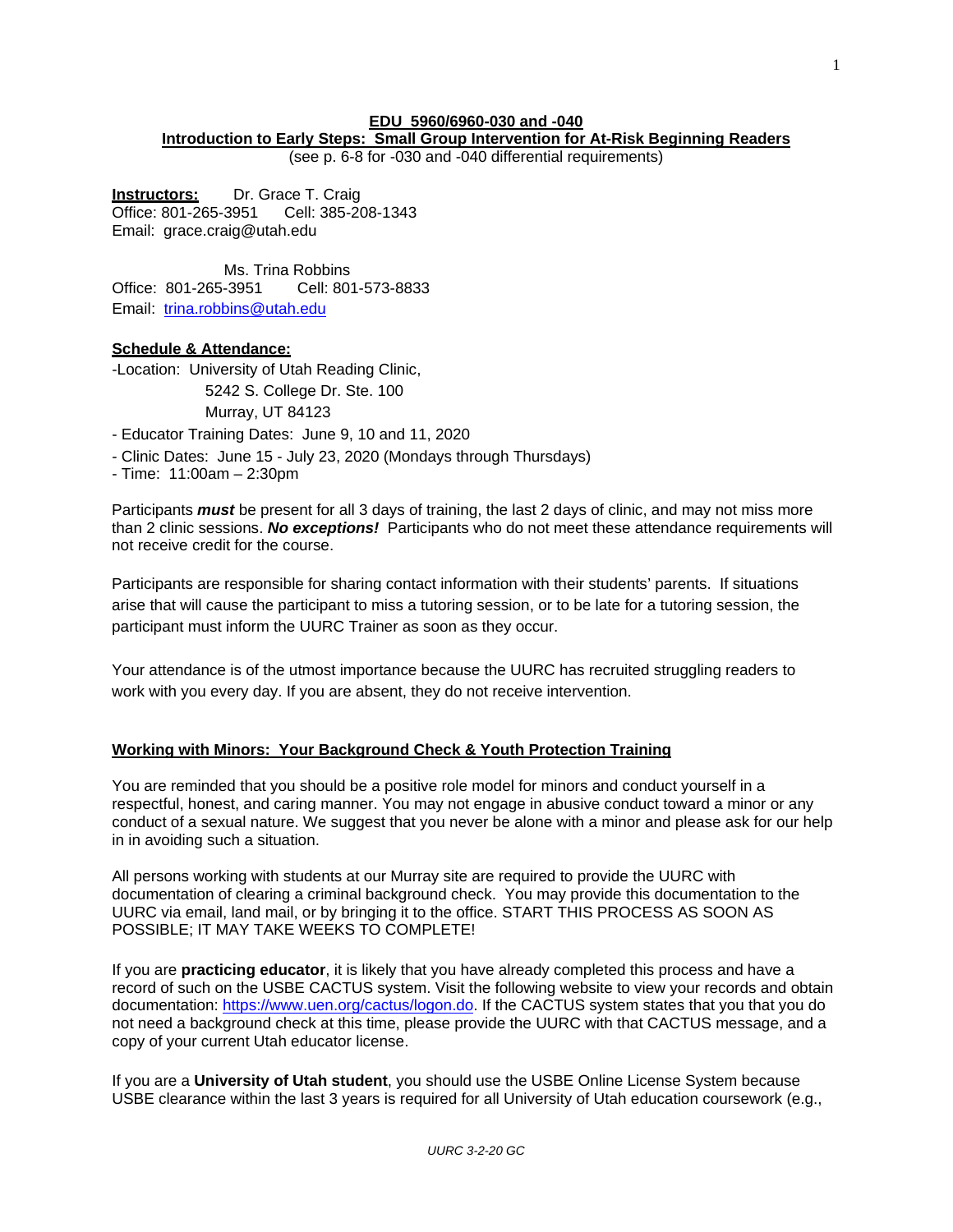# EDU 5960/6960-030 and -040

## Introduction to Early Steps: Small Group Intervention for At-Risk Beginning Readers

(see p. 6-8 for -030 and -040 differential requirements)

**Instructors:** Dr. Grace T. Craig
Office: 801-265-3951 Cell: 385-208-1343
Email: grace.craig@utah.edu

Ms. Trina Robbins
Office: 801-265-3951 Cell: 801-573-8833
Email: [trina.robbins@utah.edu](mailto:trina.robbins@utah.edu)

**Schedule & Attendance:**

-Location: University of Utah Reading Clinic,
5242 S. College Dr. Ste. 100
Murray, UT 84123

- Educator Training Dates: June 9, 10 and 11, 2020
- Clinic Dates: June 15 - July 23, 2020 (Mondays through Thursdays)
- Time: 11:00am – 2:30pm

Participants ***must*** be present for all 3 days of training, the last 2 days of clinic, and may not miss more than 2 clinic sessions. ***No exceptions!*** Participants who do not meet these attendance requirements will not receive credit for the course.

Participants are responsible for sharing contact information with their students' parents. If situations arise that will cause the participant to miss a tutoring session, or to be late for a tutoring session, the participant must inform the UURC Trainer as soon as they occur.

Your attendance is of the utmost importance because the UURC has recruited struggling readers to work with you every day. If you are absent, they do not receive intervention.

**Working with Minors: Your Background Check & Youth Protection Training**

You are reminded that you should be a positive role model for minors and conduct yourself in a respectful, honest, and caring manner. You may not engage in abusive conduct toward a minor or any conduct of a sexual nature. We suggest that you never be alone with a minor and please ask for our help in in avoiding such a situation.

All persons working with students at our Murray site are required to provide the UURC with documentation of clearing a criminal background check. You may provide this documentation to the UURC via email, land mail, or by bringing it to the office. START THIS PROCESS AS SOON AS POSSIBLE; IT MAY TAKE WEEKS TO COMPLETE!

If you are **practicing educator**, it is likely that you have already completed this process and have a record of such on the USBE CACTUS system. Visit the following website to view your records and obtain documentation: [https://www.uen.org/cactus/logon.do](https://www.uen.org/cactus/logon.do). If the CACTUS system states that you that you do not need a background check at this time, please provide the UURC with that CACTUS message, and a copy of your current Utah educator license.

If you are a **University of Utah student**, you should use the USBE Online License System because USBE clearance within the last 3 years is required for all University of Utah education coursework (e.g.,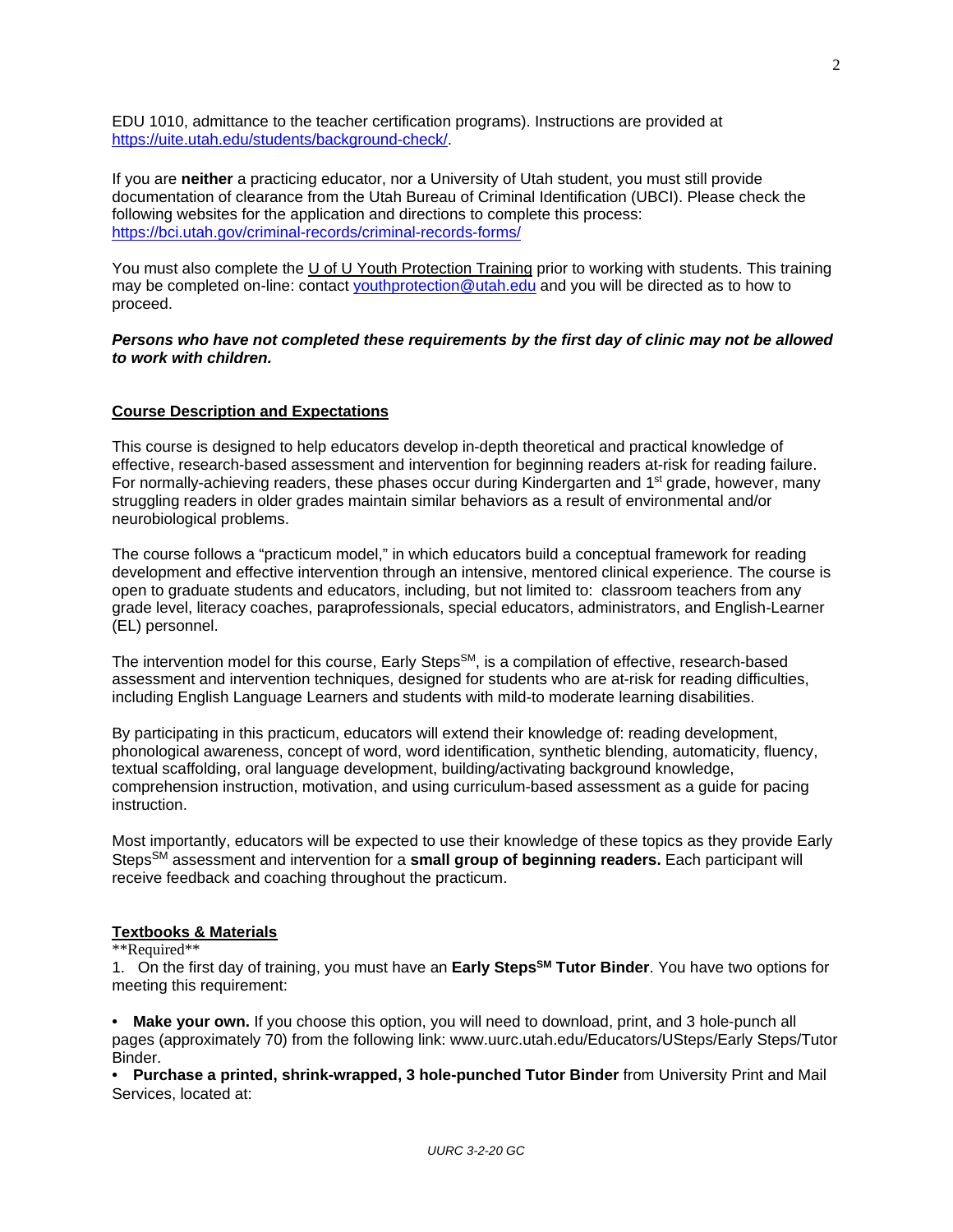EDU 1010, admittance to the teacher certification programs). Instructions are provided at https://uite.utah.edu/students/background-check/.

If you are **neither** a practicing educator, nor a University of Utah student, you must still provide documentation of clearance from the Utah Bureau of Criminal Identification (UBCI). Please check the following websites for the application and directions to complete this process: https://bci.utah.gov/criminal-records/criminal-records-forms/

You must also complete the U of U Youth Protection Training prior to working with students. This training may be completed on-line: contact youthprotection@utah.edu and you will be directed as to how to proceed.

***Persons who have not completed these requirements by the first day of clinic may not be allowed to work with children.***

## Course Description and Expectations

This course is designed to help educators develop in-depth theoretical and practical knowledge of effective, research-based assessment and intervention for beginning readers at-risk for reading failure. For normally-achieving readers, these phases occur during Kindergarten and 1st grade, however, many struggling readers in older grades maintain similar behaviors as a result of environmental and/or neurobiological problems.

The course follows a "practicum model," in which educators build a conceptual framework for reading development and effective intervention through an intensive, mentored clinical experience. The course is open to graduate students and educators, including, but not limited to: classroom teachers from any grade level, literacy coaches, paraprofessionals, special educators, administrators, and English-Learner (EL) personnel.

The intervention model for this course, Early Steps℠, is a compilation of effective, research-based assessment and intervention techniques, designed for students who are at-risk for reading difficulties, including English Language Learners and students with mild-to moderate learning disabilities.

By participating in this practicum, educators will extend their knowledge of: reading development, phonological awareness, concept of word, word identification, synthetic blending, automaticity, fluency, textual scaffolding, oral language development, building/activating background knowledge, comprehension instruction, motivation, and using curriculum-based assessment as a guide for pacing instruction.

Most importantly, educators will be expected to use their knowledge of these topics as they provide Early Steps℠ assessment and intervention for a **small group of beginning readers.** Each participant will receive feedback and coaching throughout the practicum.

## Textbooks & Materials

\*\*Required\*\*

1. On the first day of training, you must have an **Early Steps℠ Tutor Binder**. You have two options for meeting this requirement:

- **Make your own.** If you choose this option, you will need to download, print, and 3 hole-punch all pages (approximately 70) from the following link: www.uurc.utah.edu/Educators/USteps/Early Steps/Tutor Binder.
- **Purchase a printed, shrink-wrapped, 3 hole-punched Tutor Binder** from University Print and Mail Services, located at: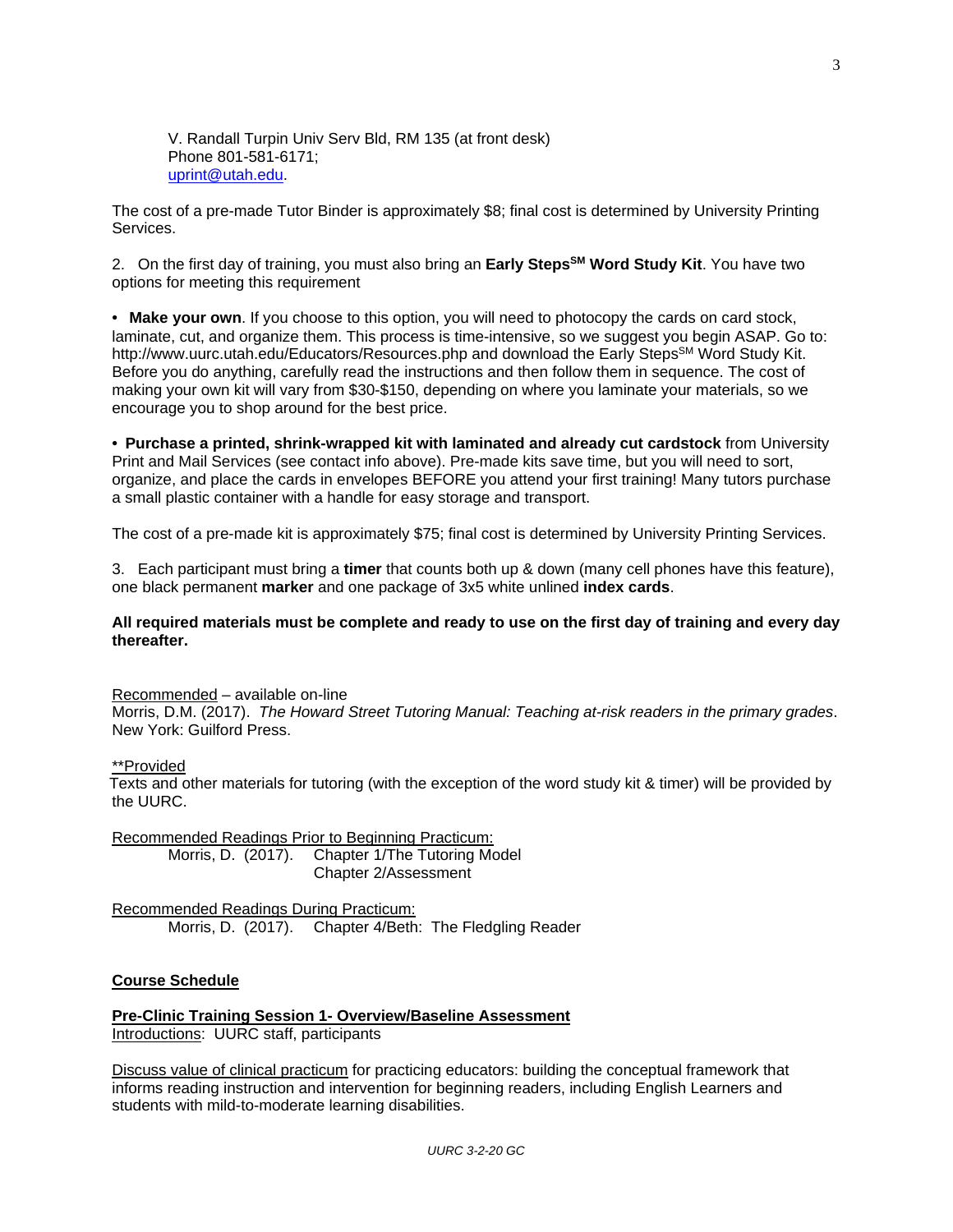V. Randall Turpin Univ Serv Bld, RM 135 (at front desk)
Phone 801-581-6171;
uprint@utah.edu.

The cost of a pre-made Tutor Binder is approximately $8; final cost is determined by University Printing Services.

2. On the first day of training, you must also bring an **Early Steps[SM] Word Study Kit**. You have two options for meeting this requirement

- **Make your own**. If you choose to this option, you will need to photocopy the cards on card stock, laminate, cut, and organize them. This process is time-intensive, so we suggest you begin ASAP. Go to: http://www.uurc.utah.edu/Educators/Resources.php and download the Early Steps[SM] Word Study Kit. Before you do anything, carefully read the instructions and then follow them in sequence. The cost of making your own kit will vary from $30-$150, depending on where you laminate your materials, so we encourage you to shop around for the best price.

- **Purchase a printed, shrink-wrapped kit with laminated and already cut cardstock** from University Print and Mail Services (see contact info above). Pre-made kits save time, but you will need to sort, organize, and place the cards in envelopes BEFORE you attend your first training! Many tutors purchase a small plastic container with a handle for easy storage and transport.

The cost of a pre-made kit is approximately $75; final cost is determined by University Printing Services.

3. Each participant must bring a **timer** that counts both up & down (many cell phones have this feature), one black permanent **marker** and one package of 3x5 white unlined **index cards**.

**All required materials must be complete and ready to use on the first day of training and every day thereafter.**

Recommended – available on-line
Morris, D.M. (2017). *The Howard Street Tutoring Manual: Teaching at-risk readers in the primary grades*. New York: Guilford Press.

**Provided
Texts and other materials for tutoring (with the exception of the word study kit & timer) will be provided by the UURC.

Recommended Readings Prior to Beginning Practicum:
Morris, D. (2017). Chapter 1/The Tutoring Model
Chapter 2/Assessment

Recommended Readings During Practicum:
Morris, D. (2017). Chapter 4/Beth: The Fledgling Reader

**Course Schedule**

**Pre-Clinic Training Session 1- Overview/Baseline Assessment**
Introductions: UURC staff, participants

Discuss value of clinical practicum for practicing educators: building the conceptual framework that informs reading instruction and intervention for beginning readers, including English Learners and students with mild-to-moderate learning disabilities.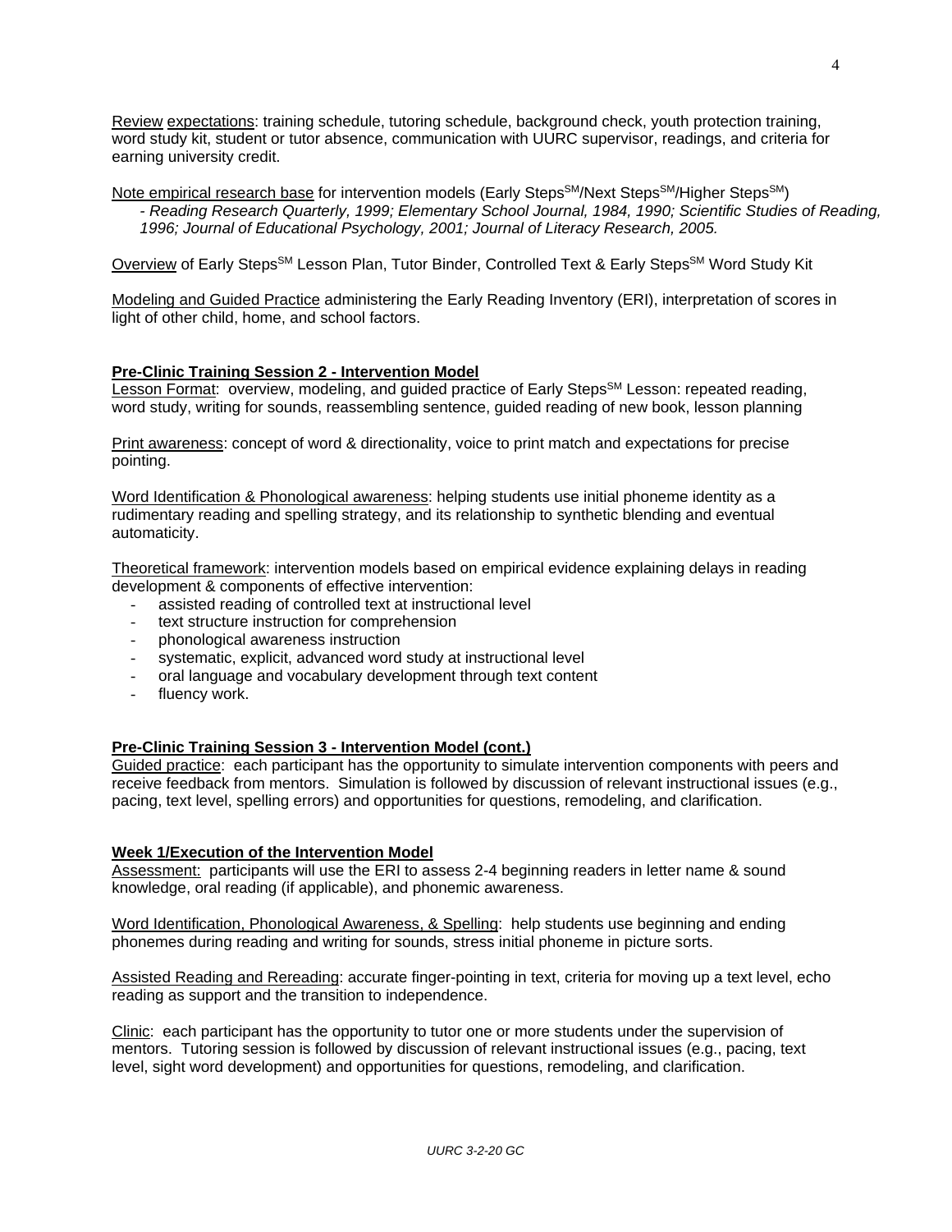Review expectations: training schedule, tutoring schedule, background check, youth protection training, word study kit, student or tutor absence, communication with UURC supervisor, readings, and criteria for earning university credit.

Note empirical research base for intervention models (Early Steps[SM]/Next Steps[SM]/Higher Steps[SM])

- *Reading Research Quarterly, 1999; Elementary School Journal, 1984, 1990; Scientific Studies of Reading, 1996; Journal of Educational Psychology, 2001; Journal of Literacy Research, 2005.*

Overview of Early Steps[SM] Lesson Plan, Tutor Binder, Controlled Text & Early Steps[SM] Word Study Kit

Modeling and Guided Practice administering the Early Reading Inventory (ERI), interpretation of scores in light of other child, home, and school factors.

**Pre-Clinic Training Session 2 - Intervention Model**

Lesson Format: overview, modeling, and guided practice of Early Steps[SM] Lesson: repeated reading, word study, writing for sounds, reassembling sentence, guided reading of new book, lesson planning

Print awareness: concept of word & directionality, voice to print match and expectations for precise pointing.

Word Identification & Phonological awareness: helping students use initial phoneme identity as a rudimentary reading and spelling strategy, and its relationship to synthetic blending and eventual automaticity.

Theoretical framework: intervention models based on empirical evidence explaining delays in reading development & components of effective intervention:

- assisted reading of controlled text at instructional level
- text structure instruction for comprehension
- phonological awareness instruction
- systematic, explicit, advanced word study at instructional level
- oral language and vocabulary development through text content
- fluency work.

**Pre-Clinic Training Session 3 - Intervention Model (cont.)**

Guided practice: each participant has the opportunity to simulate intervention components with peers and receive feedback from mentors. Simulation is followed by discussion of relevant instructional issues (e.g., pacing, text level, spelling errors) and opportunities for questions, remodeling, and clarification.

**Week 1/Execution of the Intervention Model**

Assessment: participants will use the ERI to assess 2-4 beginning readers in letter name & sound knowledge, oral reading (if applicable), and phonemic awareness.

Word Identification, Phonological Awareness, & Spelling: help students use beginning and ending phonemes during reading and writing for sounds, stress initial phoneme in picture sorts.

Assisted Reading and Rereading: accurate finger-pointing in text, criteria for moving up a text level, echo reading as support and the transition to independence.

Clinic: each participant has the opportunity to tutor one or more students under the supervision of mentors. Tutoring session is followed by discussion of relevant instructional issues (e.g., pacing, text level, sight word development) and opportunities for questions, remodeling, and clarification.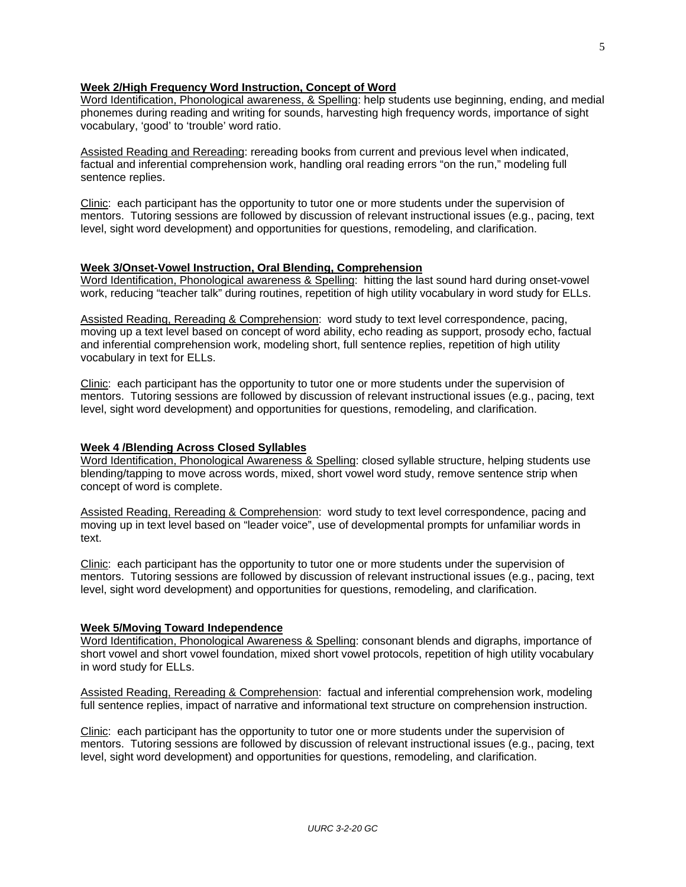**Week 2/High Frequency Word Instruction, Concept of Word**

Word Identification, Phonological awareness, & Spelling: help students use beginning, ending, and medial phonemes during reading and writing for sounds, harvesting high frequency words, importance of sight vocabulary, 'good' to 'trouble' word ratio.

Assisted Reading and Rereading: rereading books from current and previous level when indicated, factual and inferential comprehension work, handling oral reading errors "on the run," modeling full sentence replies.

Clinic: each participant has the opportunity to tutor one or more students under the supervision of mentors. Tutoring sessions are followed by discussion of relevant instructional issues (e.g., pacing, text level, sight word development) and opportunities for questions, remodeling, and clarification.

**Week 3/Onset-Vowel Instruction, Oral Blending, Comprehension**

Word Identification, Phonological awareness & Spelling: hitting the last sound hard during onset-vowel work, reducing "teacher talk" during routines, repetition of high utility vocabulary in word study for ELLs.

Assisted Reading, Rereading & Comprehension: word study to text level correspondence, pacing, moving up a text level based on concept of word ability, echo reading as support, prosody echo, factual and inferential comprehension work, modeling short, full sentence replies, repetition of high utility vocabulary in text for ELLs.

Clinic: each participant has the opportunity to tutor one or more students under the supervision of mentors. Tutoring sessions are followed by discussion of relevant instructional issues (e.g., pacing, text level, sight word development) and opportunities for questions, remodeling, and clarification.

**Week 4 /Blending Across Closed Syllables**

Word Identification, Phonological Awareness & Spelling: closed syllable structure, helping students use blending/tapping to move across words, mixed, short vowel word study, remove sentence strip when concept of word is complete.

Assisted Reading, Rereading & Comprehension: word study to text level correspondence, pacing and moving up in text level based on "leader voice", use of developmental prompts for unfamiliar words in text.

Clinic: each participant has the opportunity to tutor one or more students under the supervision of mentors. Tutoring sessions are followed by discussion of relevant instructional issues (e.g., pacing, text level, sight word development) and opportunities for questions, remodeling, and clarification.

**Week 5/Moving Toward Independence**

Word Identification, Phonological Awareness & Spelling: consonant blends and digraphs, importance of short vowel and short vowel foundation, mixed short vowel protocols, repetition of high utility vocabulary in word study for ELLs.

Assisted Reading, Rereading & Comprehension: factual and inferential comprehension work, modeling full sentence replies, impact of narrative and informational text structure on comprehension instruction.

Clinic: each participant has the opportunity to tutor one or more students under the supervision of mentors. Tutoring sessions are followed by discussion of relevant instructional issues (e.g., pacing, text level, sight word development) and opportunities for questions, remodeling, and clarification.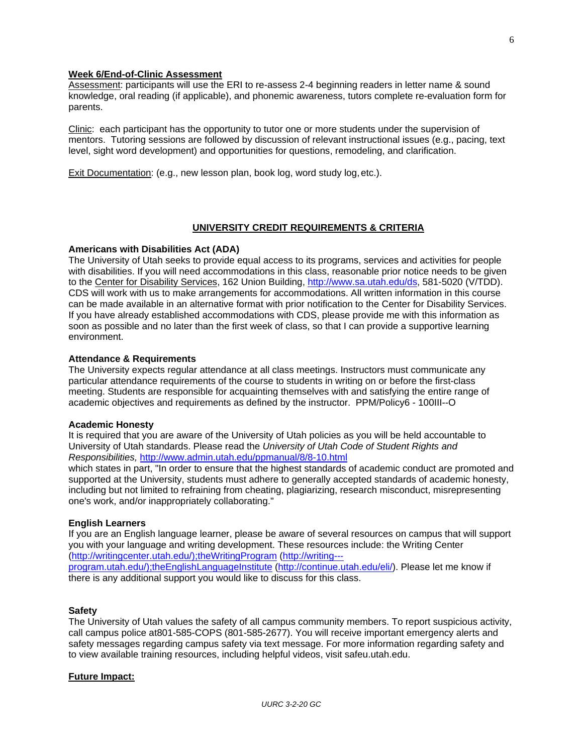**Week 6/End-of-Clinic Assessment**

Assessment: participants will use the ERI to re-assess 2-4 beginning readers in letter name & sound knowledge, oral reading (if applicable), and phonemic awareness, tutors complete re-evaluation form for parents.

Clinic: each participant has the opportunity to tutor one or more students under the supervision of mentors. Tutoring sessions are followed by discussion of relevant instructional issues (e.g., pacing, text level, sight word development) and opportunities for questions, remodeling, and clarification.

Exit Documentation: (e.g., new lesson plan, book log, word study log, etc.).

## UNIVERSITY CREDIT REQUIREMENTS & CRITERIA

**Americans with Disabilities Act (ADA)**

The University of Utah seeks to provide equal access to its programs, services and activities for people with disabilities. If you will need accommodations in this class, reasonable prior notice needs to be given to the Center for Disability Services, 162 Union Building, http://www.sa.utah.edu/ds, 581-5020 (V/TDD). CDS will work with us to make arrangements for accommodations. All written information in this course can be made available in an alternative format with prior notification to the Center for Disability Services. If you have already established accommodations with CDS, please provide me with this information as soon as possible and no later than the first week of class, so that I can provide a supportive learning environment.

**Attendance & Requirements**

The University expects regular attendance at all class meetings. Instructors must communicate any particular attendance requirements of the course to students in writing on or before the first-class meeting. Students are responsible for acquainting themselves with and satisfying the entire range of academic objectives and requirements as defined by the instructor. PPM/Policy6 - 100III--O

**Academic Honesty**

It is required that you are aware of the University of Utah policies as you will be held accountable to University of Utah standards. Please read the *University of Utah Code of Student Rights and Responsibilities,* http://www.admin.utah.edu/ppmanual/8/8-10.html
which states in part, "In order to ensure that the highest standards of academic conduct are promoted and supported at the University, students must adhere to generally accepted standards of academic honesty, including but not limited to refraining from cheating, plagiarizing, research misconduct, misrepresenting one's work, and/or inappropriately collaborating."

**English Learners**

If you are an English language learner, please be aware of several resources on campus that will support you with your language and writing development. These resources include: the Writing Center (http://writingcenter.utah.edu/);theWritingProgram (http://writing---program.utah.edu/);theEnglishLanguageInstitute (http://continue.utah.edu/eli/). Please let me know if there is any additional support you would like to discuss for this class.

**Safety**

The University of Utah values the safety of all campus community members. To report suspicious activity, call campus police at801-585-COPS (801-585-2677). You will receive important emergency alerts and safety messages regarding campus safety via text message. For more information regarding safety and to view available training resources, including helpful videos, visit safeu.utah.edu.

**Future Impact:**

*UURC 3-2-20 GC*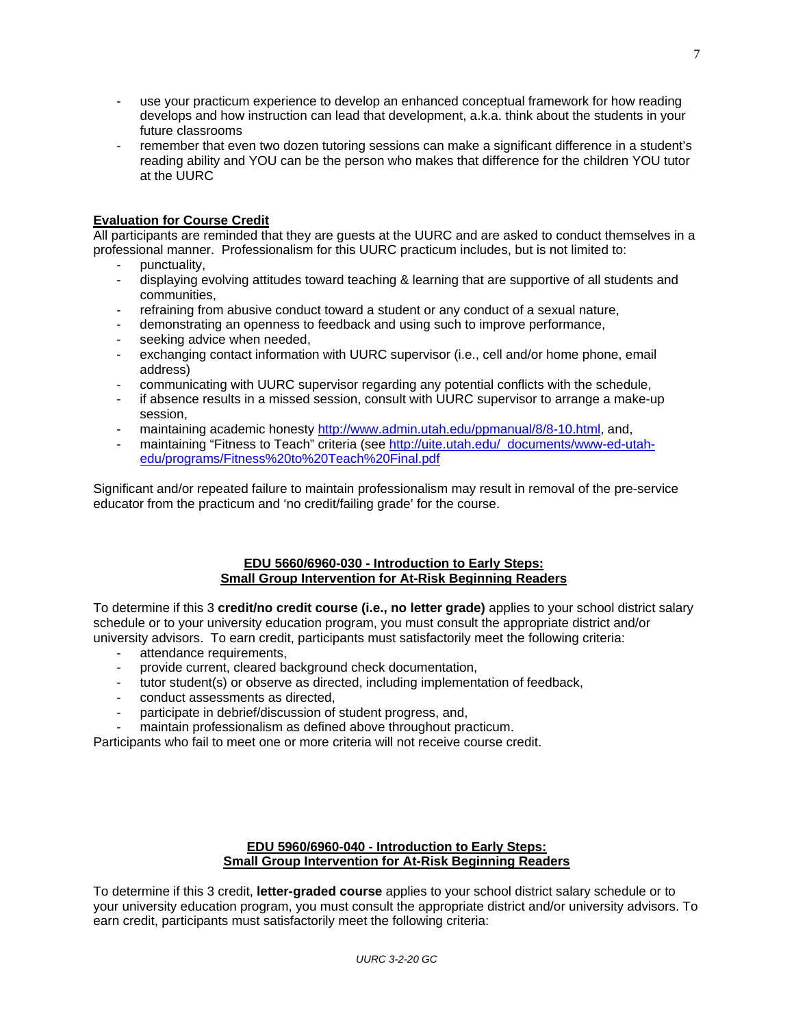- use your practicum experience to develop an enhanced conceptual framework for how reading develops and how instruction can lead that development, a.k.a. think about the students in your future classrooms
- remember that even two dozen tutoring sessions can make a significant difference in a student's reading ability and YOU can be the person who makes that difference for the children YOU tutor at the UURC

**Evaluation for Course Credit**

All participants are reminded that they are guests at the UURC and are asked to conduct themselves in a professional manner. Professionalism for this UURC practicum includes, but is not limited to:

- punctuality,
- displaying evolving attitudes toward teaching & learning that are supportive of all students and communities,
- refraining from abusive conduct toward a student or any conduct of a sexual nature,
- demonstrating an openness to feedback and using such to improve performance,
- seeking advice when needed,
- exchanging contact information with UURC supervisor (i.e., cell and/or home phone, email address)
- communicating with UURC supervisor regarding any potential conflicts with the schedule,
- if absence results in a missed session, consult with UURC supervisor to arrange a make-up session,
- maintaining academic honesty http://www.admin.utah.edu/ppmanual/8/8-10.html, and,
- maintaining "Fitness to Teach" criteria (see http://uite.utah.edu/_documents/www-ed-utah-edu/programs/Fitness%20to%20Teach%20Final.pdf

Significant and/or repeated failure to maintain professionalism may result in removal of the pre-service educator from the practicum and 'no credit/failing grade' for the course.

**EDU 5660/6960-030 - Introduction to Early Steps:**
**Small Group Intervention for At-Risk Beginning Readers**

To determine if this 3 **credit/no credit course (i.e., no letter grade)** applies to your school district salary schedule or to your university education program, you must consult the appropriate district and/or university advisors. To earn credit, participants must satisfactorily meet the following criteria:

- attendance requirements,
- provide current, cleared background check documentation,
- tutor student(s) or observe as directed, including implementation of feedback,
- conduct assessments as directed,
- participate in debrief/discussion of student progress, and,
- maintain professionalism as defined above throughout practicum.

Participants who fail to meet one or more criteria will not receive course credit.

**EDU 5960/6960-040 - Introduction to Early Steps:**
**Small Group Intervention for At-Risk Beginning Readers**

To determine if this 3 credit, **letter-graded course** applies to your school district salary schedule or to your university education program, you must consult the appropriate district and/or university advisors. To earn credit, participants must satisfactorily meet the following criteria: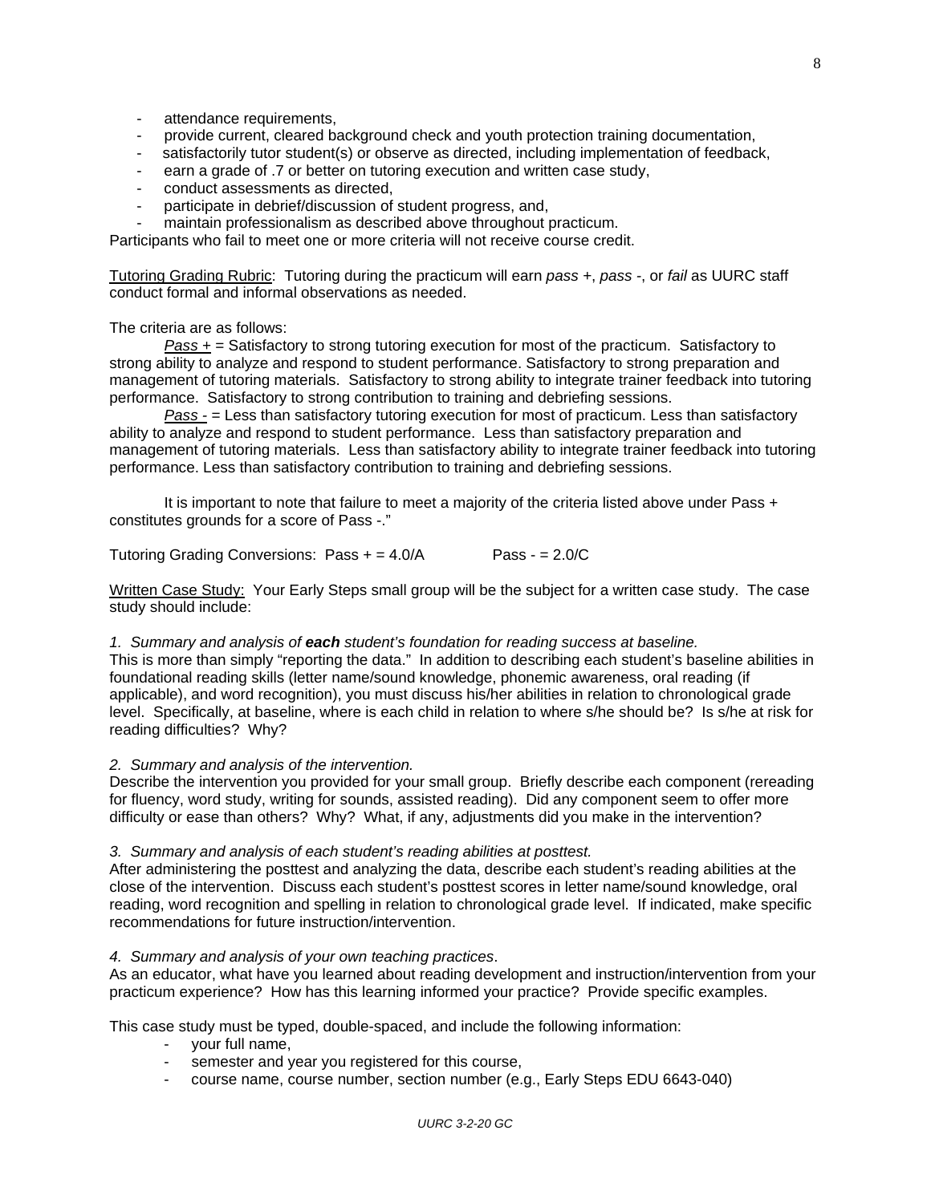- attendance requirements,
- provide current, cleared background check and youth protection training documentation,
- satisfactorily tutor student(s) or observe as directed, including implementation of feedback,
- earn a grade of .7 or better on tutoring execution and written case study,
- conduct assessments as directed,
- participate in debrief/discussion of student progress, and,
- maintain professionalism as described above throughout practicum.

Participants who fail to meet one or more criteria will not receive course credit.

<u>Tutoring Grading Rubric</u>: Tutoring during the practicum will earn *pass +*, *pass -*, or *fail* as UURC staff conduct formal and informal observations as needed.

The criteria are as follows:

*<u>Pass +</u>* = Satisfactory to strong tutoring execution for most of the practicum. Satisfactory to strong ability to analyze and respond to student performance. Satisfactory to strong preparation and management of tutoring materials. Satisfactory to strong ability to integrate trainer feedback into tutoring performance. Satisfactory to strong contribution to training and debriefing sessions.

*<u>Pass -</u>* = Less than satisfactory tutoring execution for most of practicum. Less than satisfactory ability to analyze and respond to student performance. Less than satisfactory preparation and management of tutoring materials. Less than satisfactory ability to integrate trainer feedback into tutoring performance. Less than satisfactory contribution to training and debriefing sessions.

It is important to note that failure to meet a majority of the criteria listed above under Pass + constitutes grounds for a score of Pass -."

Tutoring Grading Conversions: Pass + = 4.0/A Pass - = 2.0/C

<u>Written Case Study:</u> Your Early Steps small group will be the subject for a written case study. The case study should include:

*1. Summary and analysis of* ***each*** *student's foundation for reading success at baseline.*
This is more than simply "reporting the data." In addition to describing each student's baseline abilities in foundational reading skills (letter name/sound knowledge, phonemic awareness, oral reading (if applicable), and word recognition), you must discuss his/her abilities in relation to chronological grade level. Specifically, at baseline, where is each child in relation to where s/he should be? Is s/he at risk for reading difficulties? Why?

*2. Summary and analysis of the intervention.*
Describe the intervention you provided for your small group. Briefly describe each component (rereading for fluency, word study, writing for sounds, assisted reading). Did any component seem to offer more difficulty or ease than others? Why? What, if any, adjustments did you make in the intervention?

*3. Summary and analysis of each student's reading abilities at posttest.*
After administering the posttest and analyzing the data, describe each student's reading abilities at the close of the intervention. Discuss each student's posttest scores in letter name/sound knowledge, oral reading, word recognition and spelling in relation to chronological grade level. If indicated, make specific recommendations for future instruction/intervention.

*4. Summary and analysis of your own teaching practices*.
As an educator, what have you learned about reading development and instruction/intervention from your practicum experience? How has this learning informed your practice? Provide specific examples.

This case study must be typed, double-spaced, and include the following information:

- your full name,
- semester and year you registered for this course,
- course name, course number, section number (e.g., Early Steps EDU 6643-040)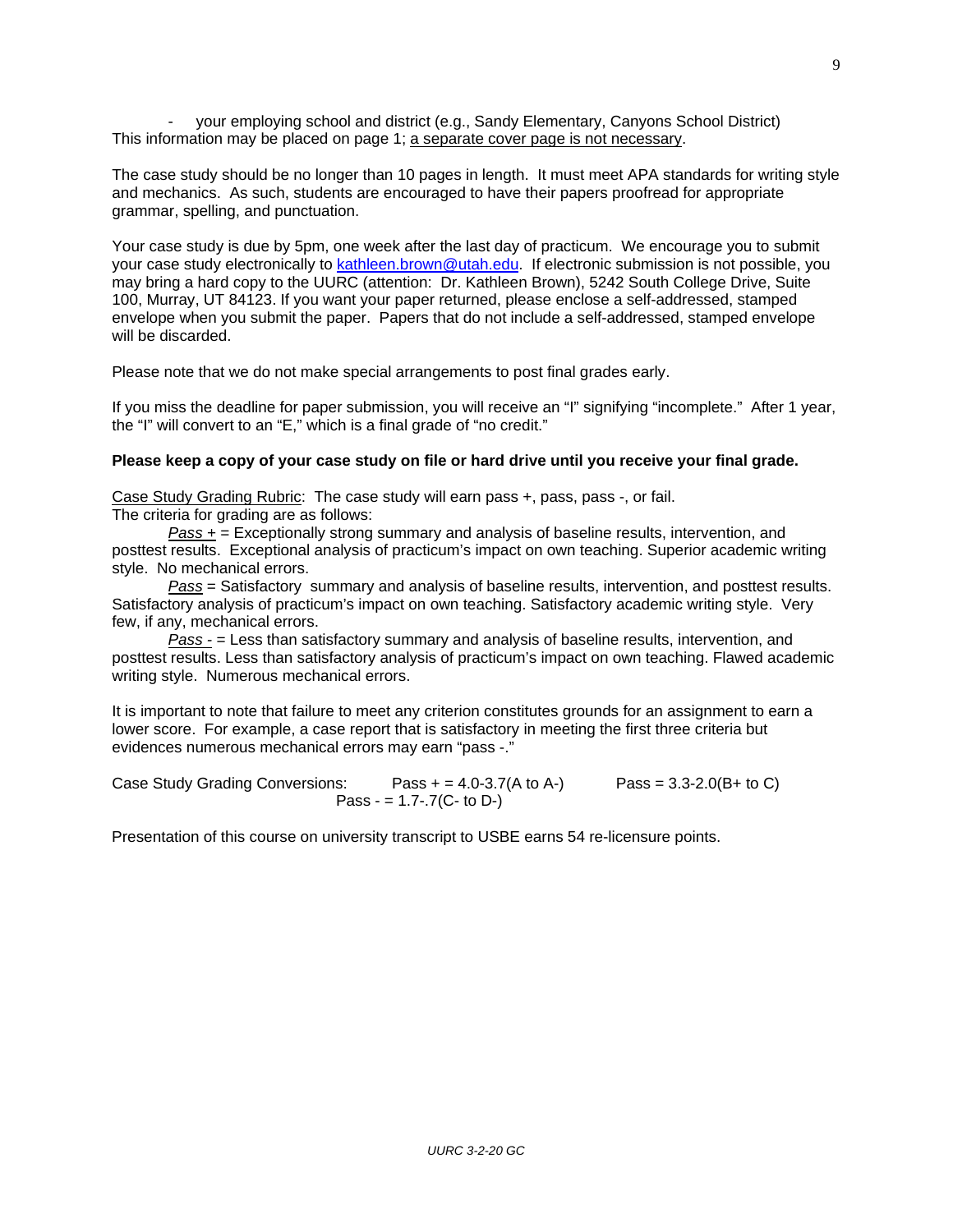- your employing school and district (e.g., Sandy Elementary, Canyons School District)

This information may be placed on page 1; a separate cover page is not necessary.

The case study should be no longer than 10 pages in length. It must meet APA standards for writing style and mechanics. As such, students are encouraged to have their papers proofread for appropriate grammar, spelling, and punctuation.

Your case study is due by 5pm, one week after the last day of practicum. We encourage you to submit your case study electronically to kathleen.brown@utah.edu. If electronic submission is not possible, you may bring a hard copy to the UURC (attention: Dr. Kathleen Brown), 5242 South College Drive, Suite 100, Murray, UT 84123. If you want your paper returned, please enclose a self-addressed, stamped envelope when you submit the paper. Papers that do not include a self-addressed, stamped envelope will be discarded.

Please note that we do not make special arrangements to post final grades early.

If you miss the deadline for paper submission, you will receive an "I" signifying "incomplete." After 1 year, the "I" will convert to an "E," which is a final grade of "no credit."

**Please keep a copy of your case study on file or hard drive until you receive your final grade.**

Case Study Grading Rubric: The case study will earn pass +, pass, pass -, or fail.
The criteria for grading are as follows:

*Pass +* = Exceptionally strong summary and analysis of baseline results, intervention, and posttest results. Exceptional analysis of practicum's impact on own teaching. Superior academic writing style. No mechanical errors.

*Pass* = Satisfactory summary and analysis of baseline results, intervention, and posttest results. Satisfactory analysis of practicum's impact on own teaching. Satisfactory academic writing style. Very few, if any, mechanical errors.

*Pass -* = Less than satisfactory summary and analysis of baseline results, intervention, and posttest results. Less than satisfactory analysis of practicum's impact on own teaching. Flawed academic writing style. Numerous mechanical errors.

It is important to note that failure to meet any criterion constitutes grounds for an assignment to earn a lower score. For example, a case report that is satisfactory in meeting the first three criteria but evidences numerous mechanical errors may earn "pass -."

Case Study Grading Conversions: Pass + = 4.0-3.7(A to A-) Pass = 3.3-2.0(B+ to C)
Pass - = 1.7-.7(C- to D-)

Presentation of this course on university transcript to USBE earns 54 re-licensure points.